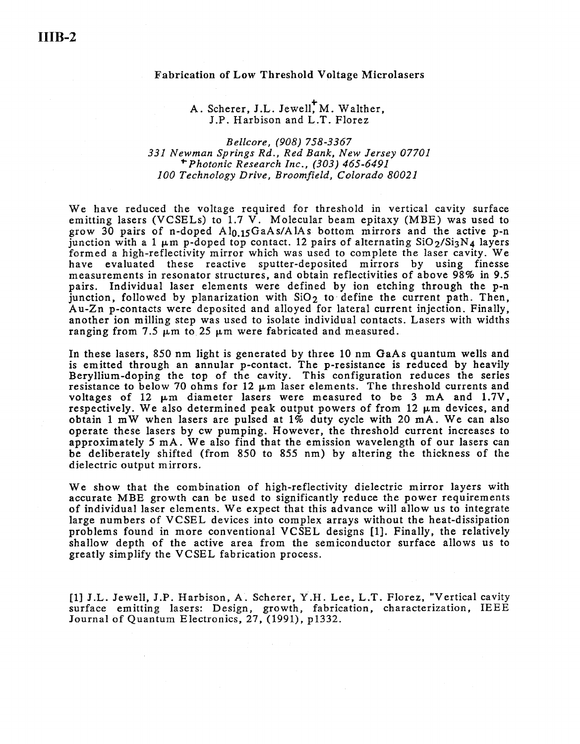IIIB-2

# Fabrication of Low Threshold Voltage Microlasers

A. Scherer, J.L. Jewell[+], M. Walther, J.P. Harbison and L.T. Florez

*Bellcore, (908) 758-3367*
*331 Newman Springs Rd., Red Bank, New Jersey 07701*
*[+]Photonic Research Inc., (303) 465-6491*
*100 Technology Drive, Broomfield, Colorado 80021*

We have reduced the voltage required for threshold in vertical cavity surface emitting lasers (VCSELs) to 1.7 V. Molecular beam epitaxy (MBE) was used to grow 30 pairs of n-doped $Al_{0.15}GaAs/AlAs$ bottom mirrors and the active p-n junction with a 1 μm p-doped top contact. 12 pairs of alternating $SiO_2/Si_3N_4$ layers formed a high-reflectivity mirror which was used to complete the laser cavity. We have evaluated these reactive sputter-deposited mirrors by using finesse measurements in resonator structures, and obtain reflectivities of above 98% in 9.5 pairs. Individual laser elements were defined by ion etching through the p-n junction, followed by planarization with $SiO_2$ to define the current path. Then, Au-Zn p-contacts were deposited and alloyed for lateral current injection. Finally, another ion milling step was used to isolate individual contacts. Lasers with widths ranging from 7.5 μm to 25 μm were fabricated and measured.

In these lasers, 850 nm light is generated by three 10 nm GaAs quantum wells and is emitted through an annular p-contact. The p-resistance is reduced by heavily Beryllium-doping the top of the cavity. This configuration reduces the series resistance to below 70 ohms for 12 μm laser elements. The threshold currents and voltages of 12 μm diameter lasers were measured to be 3 mA and 1.7V, respectively. We also determined peak output powers of from 12 μm devices, and obtain 1 mW when lasers are pulsed at 1% duty cycle with 20 mA. We can also operate these lasers by cw pumping. However, the threshold current increases to approximately 5 mA. We also find that the emission wavelength of our lasers can be deliberately shifted (from 850 to 855 nm) by altering the thickness of the dielectric output mirrors.

We show that the combination of high-reflectivity dielectric mirror layers with accurate MBE growth can be used to significantly reduce the power requirements of individual laser elements. We expect that this advance will allow us to integrate large numbers of VCSEL devices into complex arrays without the heat-dissipation problems found in more conventional VCSEL designs [1]. Finally, the relatively shallow depth of the active area from the semiconductor surface allows us to greatly simplify the VCSEL fabrication process.

[1] J.L. Jewell, J.P. Harbison, A. Scherer, Y.H. Lee, L.T. Florez, "Vertical cavity surface emitting lasers: Design, growth, fabrication, characterization, IEEE Journal of Quantum Electronics, 27, (1991), p1332.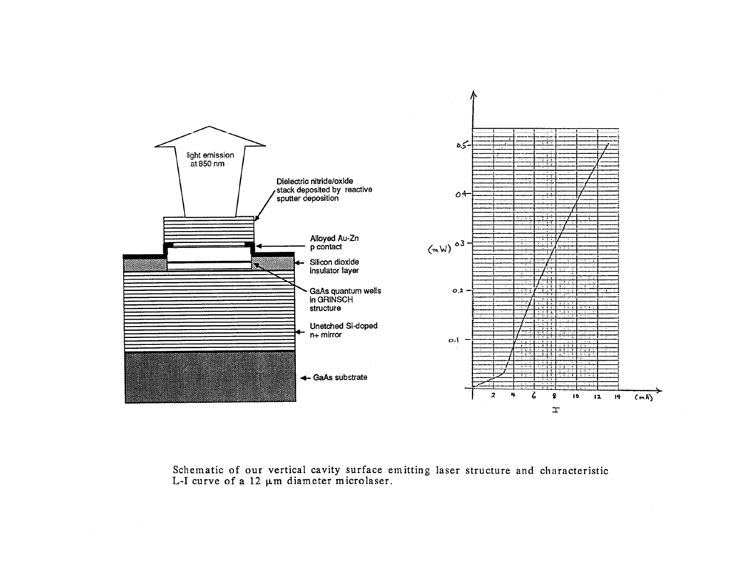light emission at 850 nm

Dielectric nitride/oxide stack deposited by reactive sputter deposition

Alloyed Au-Zn p contact

Silicon dioxide insulator layer

GaAs quantum wells in GRINSCH structure

Unetched Si-doped n+ mirror

GaAs substrate

(mW)

0.5

0.4

0.3

0.2

0.1

2 4 6 8 10 12 14 (mA)

I

Schematic of our vertical cavity surface emitting laser structure and characteristic L-I curve of a 12 μm diameter microlaser.